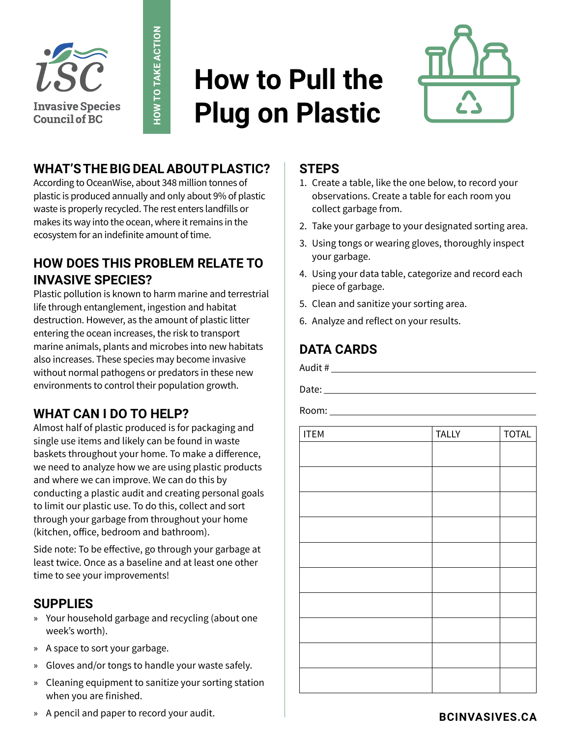Invasive Species Council of BC

HOW TO TAKE ACTION

# How to Pull the Plug on Plastic

## WHAT'S THE BIG DEAL ABOUT PLASTIC?

According to OceanWise, about 348 million tonnes of plastic is produced annually and only about 9% of plastic waste is properly recycled. The rest enters landfills or makes its way into the ocean, where it remains in the ecosystem for an indefinite amount of time.

## HOW DOES THIS PROBLEM RELATE TO INVASIVE SPECIES?

Plastic pollution is known to harm marine and terrestrial life through entanglement, ingestion and habitat destruction. However, as the amount of plastic litter entering the ocean increases, the risk to transport marine animals, plants and microbes into new habitats also increases. These species may become invasive without normal pathogens or predators in these new environments to control their population growth.

## WHAT CAN I DO TO HELP?

Almost half of plastic produced is for packaging and single use items and likely can be found in waste baskets throughout your home. To make a difference, we need to analyze how we are using plastic products and where we can improve. We can do this by conducting a plastic audit and creating personal goals to limit our plastic use. To do this, collect and sort through your garbage from throughout your home (kitchen, office, bedroom and bathroom).

Side note: To be effective, go through your garbage at least twice. Once as a baseline and at least one other time to see your improvements!

## SUPPLIES

- Your household garbage and recycling (about one week's worth).
- A space to sort your garbage.
- Gloves and/or tongs to handle your waste safely.
- Cleaning equipment to sanitize your sorting station when you are finished.
- A pencil and paper to record your audit.

## STEPS

1. Create a table, like the one below, to record your observations. Create a table for each room you collect garbage from.
2. Take your garbage to your designated sorting area.
3. Using tongs or wearing gloves, thoroughly inspect your garbage.
4. Using your data table, categorize and record each piece of garbage.
5. Clean and sanitize your sorting area.
6. Analyze and reflect on your results.

## DATA CARDS

Audit # ____________________

Date: ____________________

Room: ____________________

| ITEM | TALLY | TOTAL |
|---|---|---|
| | | |
| | | |
| | | |
| | | |
| | | |
| | | |
| | | |
| | | |
| | | |
| | | |

BCINVASIVES.CA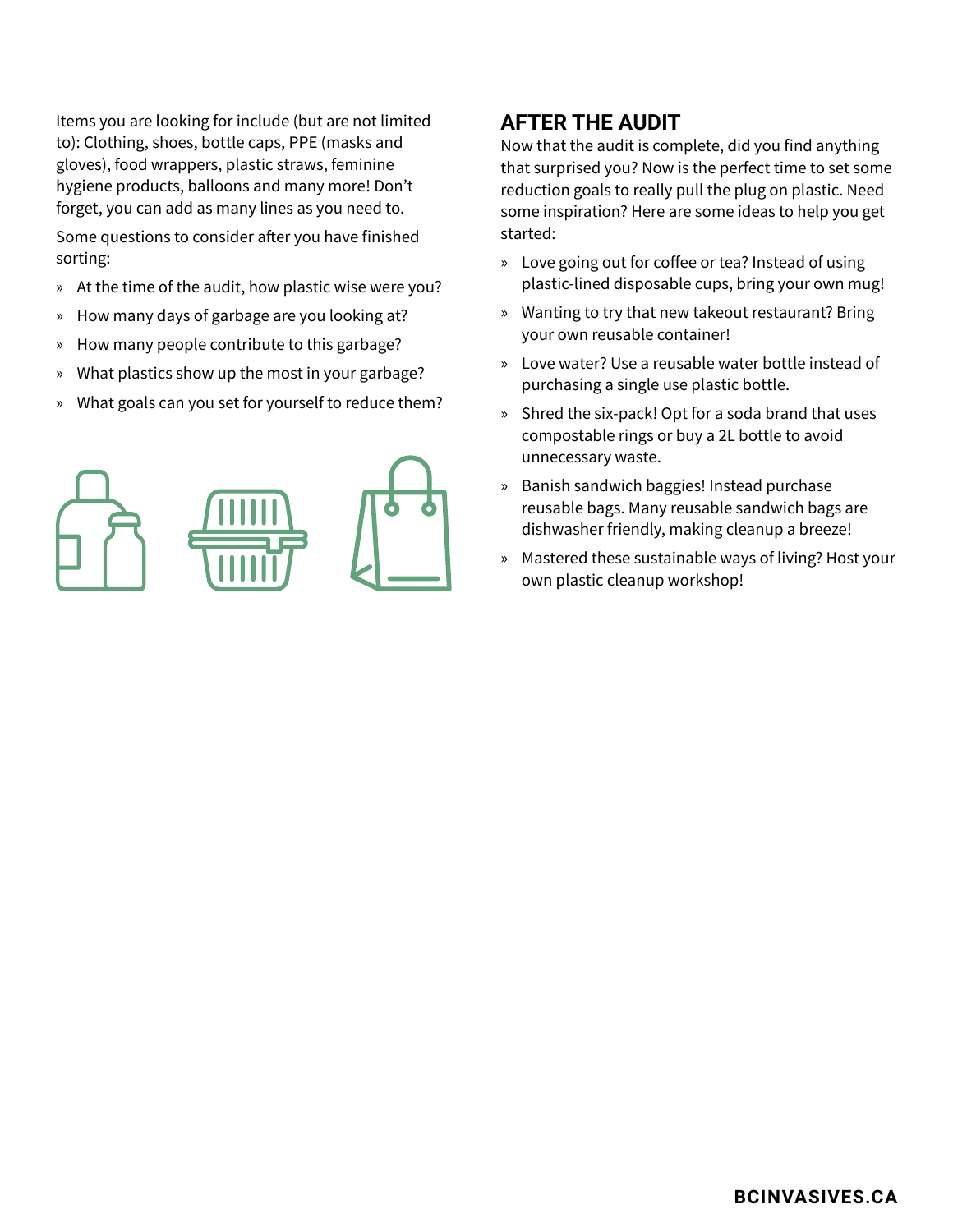Items you are looking for include (but are not limited to): Clothing, shoes, bottle caps, PPE (masks and gloves), food wrappers, plastic straws, feminine hygiene products, balloons and many more! Don't forget, you can add as many lines as you need to.

Some questions to consider after you have finished sorting:

- At the time of the audit, how plastic wise were you?
- How many days of garbage are you looking at?
- How many people contribute to this garbage?
- What plastics show up the most in your garbage?
- What goals can you set for yourself to reduce them?

## AFTER THE AUDIT

Now that the audit is complete, did you find anything that surprised you? Now is the perfect time to set some reduction goals to really pull the plug on plastic. Need some inspiration? Here are some ideas to help you get started:

- Love going out for coffee or tea? Instead of using plastic-lined disposable cups, bring your own mug!
- Wanting to try that new takeout restaurant? Bring your own reusable container!
- Love water? Use a reusable water bottle instead of purchasing a single use plastic bottle.
- Shred the six-pack! Opt for a soda brand that uses compostable rings or buy a 2L bottle to avoid unnecessary waste.
- Banish sandwich baggies! Instead purchase reusable bags. Many reusable sandwich bags are dishwasher friendly, making cleanup a breeze!
- Mastered these sustainable ways of living? Host your own plastic cleanup workshop!